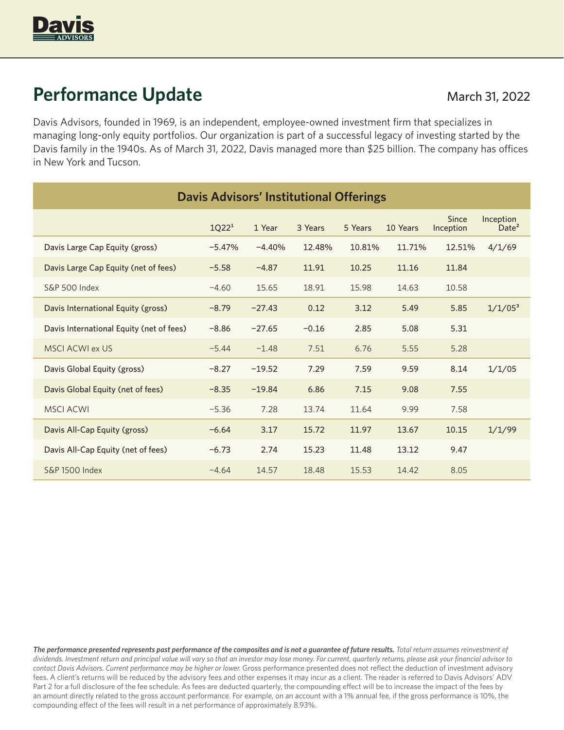# Performance Update

March 31, 2022

Davis Advisors, founded in 1969, is an independent, employee-owned investment firm that specializes in managing long-only equity portfolios. Our organization is part of a successful legacy of investing started by the Davis family in the 1940s. As of March 31, 2022, Davis managed more than $25 billion. The company has offices in New York and Tucson.

## Davis Advisors' Institutional Offerings

| | 1Q22[1] | 1 Year | 3 Years | 5 Years | 10 Years | Since Inception | Inception Date[2] |
|---|---|---|---|---|---|---|---|
| Davis Large Cap Equity (gross) | −5.47% | −4.40% | 12.48% | 10.81% | 11.71% | 12.51% | 4/1/69 |
| Davis Large Cap Equity (net of fees) | −5.58 | −4.87 | 11.91 | 10.25 | 11.16 | 11.84 | |
| S&P 500 Index | −4.60 | 15.65 | 18.91 | 15.98 | 14.63 | 10.58 | |
| Davis International Equity (gross) | −8.79 | −27.43 | 0.12 | 3.12 | 5.49 | 5.85 | 1/1/05[3] |
| Davis International Equity (net of fees) | −8.86 | −27.65 | −0.16 | 2.85 | 5.08 | 5.31 | |
| MSCI ACWI ex US | −5.44 | −1.48 | 7.51 | 6.76 | 5.55 | 5.28 | |
| Davis Global Equity (gross) | −8.27 | −19.52 | 7.29 | 7.59 | 9.59 | 8.14 | 1/1/05 |
| Davis Global Equity (net of fees) | −8.35 | −19.84 | 6.86 | 7.15 | 9.08 | 7.55 | |
| MSCI ACWI | −5.36 | 7.28 | 13.74 | 11.64 | 9.99 | 7.58 | |
| Davis All-Cap Equity (gross) | −6.64 | 3.17 | 15.72 | 11.97 | 13.67 | 10.15 | 1/1/99 |
| Davis All-Cap Equity (net of fees) | −6.73 | 2.74 | 15.23 | 11.48 | 13.12 | 9.47 | |
| S&P 1500 Index | −4.64 | 14.57 | 18.48 | 15.53 | 14.42 | 8.05 | |

***The performance presented represents past performance of the composites and is not a guarantee of future results.*** *Total return assumes reinvestment of dividends. Investment return and principal value will vary so that an investor may lose money. For current, quarterly returns, please ask your financial advisor to contact Davis Advisors. Current performance may be higher or lower.* Gross performance presented does not reflect the deduction of investment advisory fees. A client's returns will be reduced by the advisory fees and other expenses it may incur as a client. The reader is referred to Davis Advisors' ADV Part 2 for a full disclosure of the fee schedule. As fees are deducted quarterly, the compounding effect will be to increase the impact of the fees by an amount directly related to the gross account performance. For example, on an account with a 1% annual fee, if the gross performance is 10%, the compounding effect of the fees will result in a net performance of approximately 8.93%.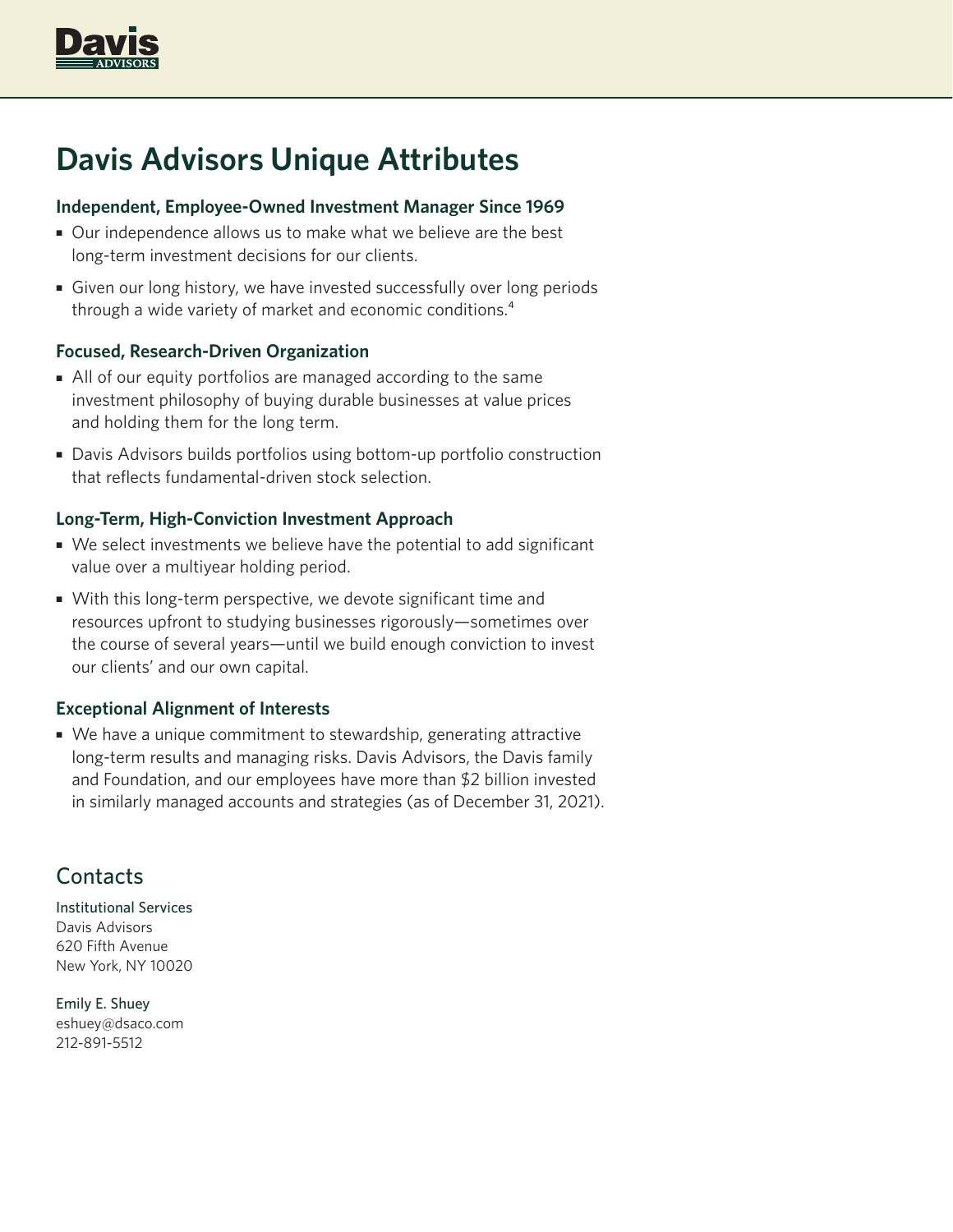# Davis Advisors Unique Attributes

### Independent, Employee-Owned Investment Manager Since 1969

- Our independence allows us to make what we believe are the best long-term investment decisions for our clients.
- Given our long history, we have invested successfully over long periods through a wide variety of market and economic conditions.[4]

### Focused, Research-Driven Organization

- All of our equity portfolios are managed according to the same investment philosophy of buying durable businesses at value prices and holding them for the long term.
- Davis Advisors builds portfolios using bottom-up portfolio construction that reflects fundamental-driven stock selection.

### Long-Term, High-Conviction Investment Approach

- We select investments we believe have the potential to add significant value over a multiyear holding period.
- With this long-term perspective, we devote significant time and resources upfront to studying businesses rigorously—sometimes over the course of several years—until we build enough conviction to invest our clients' and our own capital.

### Exceptional Alignment of Interests

- We have a unique commitment to stewardship, generating attractive long-term results and managing risks. Davis Advisors, the Davis family and Foundation, and our employees have more than $2 billion invested in similarly managed accounts and strategies (as of December 31, 2021).

## Contacts

Institutional Services
Davis Advisors
620 Fifth Avenue
New York, NY 10020

Emily E. Shuey
eshuey@dsaco.com
212-891-5512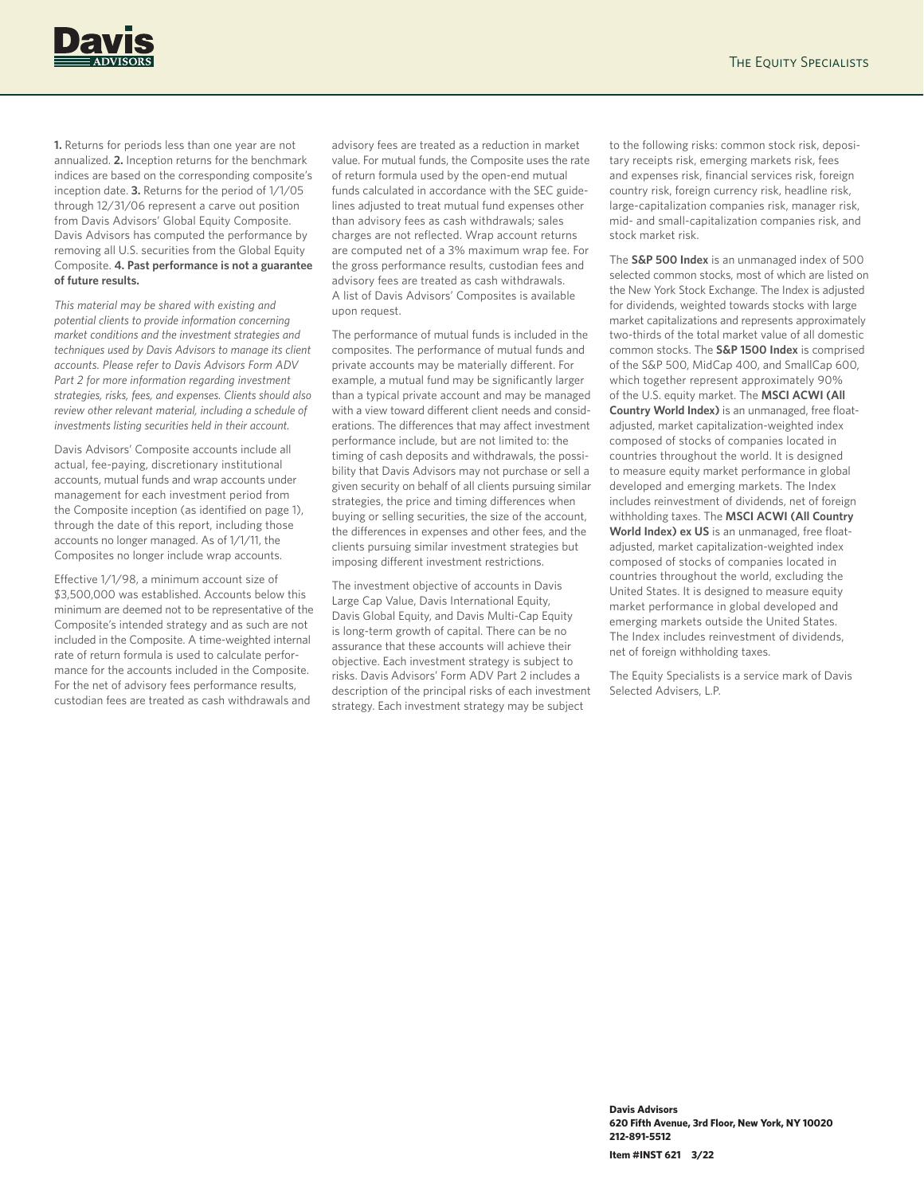**1.** Returns for periods less than one year are not annualized. **2.** Inception returns for the benchmark indices are based on the corresponding composite's inception date. **3.** Returns for the period of 1/1/05 through 12/31/06 represent a carve out position from Davis Advisors' Global Equity Composite. Davis Advisors has computed the performance by removing all U.S. securities from the Global Equity Composite. **4. Past performance is not a guarantee of future results.**

*This material may be shared with existing and potential clients to provide information concerning market conditions and the investment strategies and techniques used by Davis Advisors to manage its client accounts. Please refer to Davis Advisors Form ADV Part 2 for more information regarding investment strategies, risks, fees, and expenses. Clients should also review other relevant material, including a schedule of investments listing securities held in their account.*

Davis Advisors' Composite accounts include all actual, fee-paying, discretionary institutional accounts, mutual funds and wrap accounts under management for each investment period from the Composite inception (as identified on page 1), through the date of this report, including those accounts no longer managed. As of 1/1/11, the Composites no longer include wrap accounts.

Effective 1/1/98, a minimum account size of $3,500,000 was established. Accounts below this minimum are deemed not to be representative of the Composite's intended strategy and as such are not included in the Composite. A time-weighted internal rate of return formula is used to calculate performance for the accounts included in the Composite. For the net of advisory fees performance results, custodian fees are treated as cash withdrawals and advisory fees are treated as a reduction in market value. For mutual funds, the Composite uses the rate of return formula used by the open-end mutual funds calculated in accordance with the SEC guidelines adjusted to treat mutual fund expenses other than advisory fees as cash withdrawals; sales charges are not reflected. Wrap account returns are computed net of a 3% maximum wrap fee. For the gross performance results, custodian fees and advisory fees are treated as cash withdrawals. A list of Davis Advisors' Composites is available upon request.

The performance of mutual funds is included in the composites. The performance of mutual funds and private accounts may be materially different. For example, a mutual fund may be significantly larger than a typical private account and may be managed with a view toward different client needs and considerations. The differences that may affect investment performance include, but are not limited to: the timing of cash deposits and withdrawals, the possibility that Davis Advisors may not purchase or sell a given security on behalf of all clients pursuing similar strategies, the price and timing differences when buying or selling securities, the size of the account, the differences in expenses and other fees, and the clients pursuing similar investment strategies but imposing different investment restrictions.

The investment objective of accounts in Davis Large Cap Value, Davis International Equity, Davis Global Equity, and Davis Multi-Cap Equity is long-term growth of capital. There can be no assurance that these accounts will achieve their objective. Each investment strategy is subject to risks. Davis Advisors' Form ADV Part 2 includes a description of the principal risks of each investment strategy. Each investment strategy may be subject to the following risks: common stock risk, depositary receipts risk, emerging markets risk, fees and expenses risk, financial services risk, foreign country risk, foreign currency risk, headline risk, large-capitalization companies risk, manager risk, mid- and small-capitalization companies risk, and stock market risk.

The **S&P 500 Index** is an unmanaged index of 500 selected common stocks, most of which are listed on the New York Stock Exchange. The Index is adjusted for dividends, weighted towards stocks with large market capitalizations and represents approximately two-thirds of the total market value of all domestic common stocks. The **S&P 1500 Index** is comprised of the S&P 500, MidCap 400, and SmallCap 600, which together represent approximately 90% of the U.S. equity market. The **MSCI ACWI (All Country World Index)** is an unmanaged, free float-adjusted, market capitalization-weighted index composed of stocks of companies located in countries throughout the world. It is designed to measure equity market performance in global developed and emerging markets. The Index includes reinvestment of dividends, net of foreign withholding taxes. The **MSCI ACWI (All Country World Index) ex US** is an unmanaged, free float-adjusted, market capitalization-weighted index composed of stocks of companies located in countries throughout the world, excluding the United States. It is designed to measure equity market performance in global developed and emerging markets outside the United States. The Index includes reinvestment of dividends, net of foreign withholding taxes.

The Equity Specialists is a service mark of Davis Selected Advisers, L.P.

**Davis Advisors**
**620 Fifth Avenue, 3rd Floor, New York, NY 10020**
**212-891-5512**

**Item #INST 621 3/22**